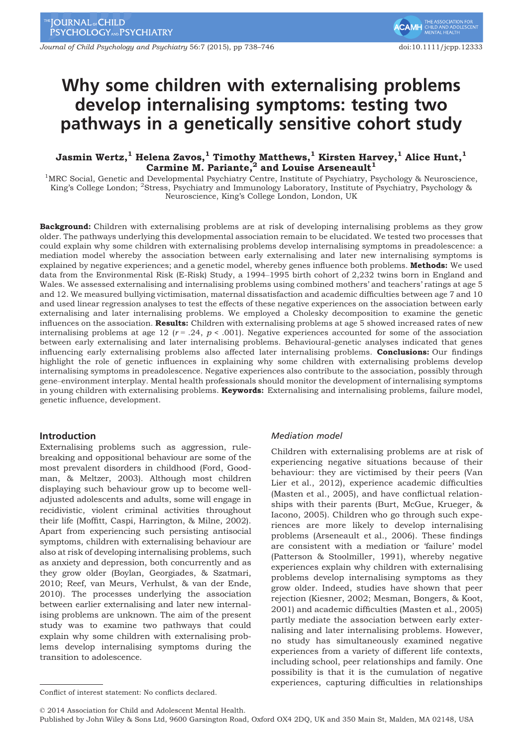# Why some children with externalising problems develop internalising symptoms: testing two pathways in a genetically sensitive cohort study

**Jasmin Wertz,[1] Helena Zavos,[1] Timothy Matthews,[1] Kirsten Harvey,[1] Alice Hunt,[1] Carmine M. Pariante,[2] and Louise Arseneault[1]**

[1]MRC Social, Genetic and Developmental Psychiatry Centre, Institute of Psychiatry, Psychology & Neuroscience, King's College London; [2]Stress, Psychiatry and Immunology Laboratory, Institute of Psychiatry, Psychology & Neuroscience, King's College London, London, UK

**Background:** Children with externalising problems are at risk of developing internalising problems as they grow older. The pathways underlying this developmental association remain to be elucidated. We tested two processes that could explain why some children with externalising problems develop internalising symptoms in preadolescence: a mediation model whereby the association between early externalising and later new internalising symptoms is explained by negative experiences; and a genetic model, whereby genes influence both problems. **Methods:** We used data from the Environmental Risk (E-Risk) Study, a 1994–1995 birth cohort of 2,232 twins born in England and Wales. We assessed externalising and internalising problems using combined mothers' and teachers' ratings at age 5 and 12. We measured bullying victimisation, maternal dissatisfaction and academic difficulties between age 7 and 10 and used linear regression analyses to test the effects of these negative experiences on the association between early externalising and later internalising problems. We employed a Cholesky decomposition to examine the genetic influences on the association. **Results:** Children with externalising problems at age 5 showed increased rates of new internalising problems at age 12 ($r = .24$, $p < .001$). Negative experiences accounted for some of the association between early externalising and later internalising problems. Behavioural-genetic analyses indicated that genes influencing early externalising problems also affected later internalising problems. **Conclusions:** Our findings highlight the role of genetic influences in explaining why some children with externalising problems develop internalising symptoms in preadolescence. Negative experiences also contribute to the association, possibly through gene–environment interplay. Mental health professionals should monitor the development of internalising symptoms in young children with externalising problems. **Keywords:** Externalising and internalising problems, failure model, genetic influence, development.

## Introduction

Externalising problems such as aggression, rule-breaking and oppositional behaviour are some of the most prevalent disorders in childhood (Ford, Goodman, & Meltzer, 2003). Although most children displaying such behaviour grow up to become well-adjusted adolescents and adults, some will engage in recidivistic, violent criminal activities throughout their life (Moffitt, Caspi, Harrington, & Milne, 2002). Apart from experiencing such persisting antisocial symptoms, children with externalising behaviour are also at risk of developing internalising problems, such as anxiety and depression, both concurrently and as they grow older (Boylan, Georgiades, & Szatmari, 2010; Reef, van Meurs, Verhulst, & van der Ende, 2010). The processes underlying the association between earlier externalising and later new internalising problems are unknown. The aim of the present study was to examine two pathways that could explain why some children with externalising problems develop internalising symptoms during the transition to adolescence.

### *Mediation model*

Children with externalising problems are at risk of experiencing negative situations because of their behaviour: they are victimised by their peers (Van Lier et al., 2012), experience academic difficulties (Masten et al., 2005), and have conflictual relationships with their parents (Burt, McGue, Krueger, & Iacono, 2005). Children who go through such experiences are more likely to develop internalising problems (Arseneault et al., 2006). These findings are consistent with a mediation or 'failure' model (Patterson & Stoolmiller, 1991), whereby negative experiences explain why children with externalising problems develop internalising symptoms as they grow older. Indeed, studies have shown that peer rejection (Kiesner, 2002; Mesman, Bongers, & Koot, 2001) and academic difficulties (Masten et al., 2005) partly mediate the association between early externalising and later internalising problems. However, no study has simultaneously examined negative experiences from a variety of different life contexts, including school, peer relationships and family. One possibility is that it is the cumulation of negative experiences, capturing difficulties in relationships

Conflict of interest statement: No conflicts declared.

© 2014 Association for Child and Adolescent Mental Health.
Published by John Wiley & Sons Ltd, 9600 Garsington Road, Oxford OX4 2DQ, UK and 350 Main St, Malden, MA 02148, USA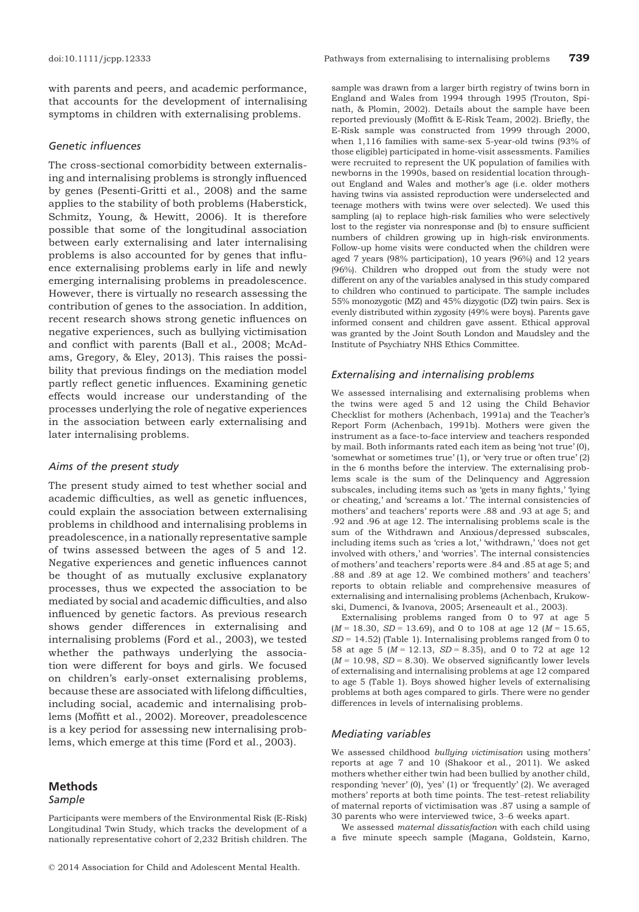with parents and peers, and academic performance, that accounts for the development of internalising symptoms in children with externalising problems.

### *Genetic influences*

The cross-sectional comorbidity between externalising and internalising problems is strongly influenced by genes (Pesenti-Gritti et al., 2008) and the same applies to the stability of both problems (Haberstick, Schmitz, Young, & Hewitt, 2006). It is therefore possible that some of the longitudinal association between early externalising and later internalising problems is also accounted for by genes that influence externalising problems early in life and newly emerging internalising problems in preadolescence. However, there is virtually no research assessing the contribution of genes to the association. In addition, recent research shows strong genetic influences on negative experiences, such as bullying victimisation and conflict with parents (Ball et al., 2008; McAdams, Gregory, & Eley, 2013). This raises the possibility that previous findings on the mediation model partly reflect genetic influences. Examining genetic effects would increase our understanding of the processes underlying the role of negative experiences in the association between early externalising and later internalising problems.

### *Aims of the present study*

The present study aimed to test whether social and academic difficulties, as well as genetic influences, could explain the association between externalising problems in childhood and internalising problems in preadolescence, in a nationally representative sample of twins assessed between the ages of 5 and 12. Negative experiences and genetic influences cannot be thought of as mutually exclusive explanatory processes, thus we expected the association to be mediated by social and academic difficulties, and also influenced by genetic factors. As previous research shows gender differences in externalising and internalising problems (Ford et al., 2003), we tested whether the pathways underlying the association were different for boys and girls. We focused on children's early-onset externalising problems, because these are associated with lifelong difficulties, including social, academic and internalising problems (Moffitt et al., 2002). Moreover, preadolescence is a key period for assessing new internalising problems, which emerge at this time (Ford et al., 2003).

## Methods

### *Sample*

Participants were members of the Environmental Risk (E-Risk) Longitudinal Twin Study, which tracks the development of a nationally representative cohort of 2,232 British children. The sample was drawn from a larger birth registry of twins born in England and Wales from 1994 through 1995 (Trouton, Spinath, & Plomin, 2002). Details about the sample have been reported previously (Moffitt & E-Risk Team, 2002). Briefly, the E-Risk sample was constructed from 1999 through 2000, when 1,116 families with same-sex 5-year-old twins (93% of those eligible) participated in home-visit assessments. Families were recruited to represent the UK population of families with newborns in the 1990s, based on residential location throughout England and Wales and mother's age (i.e. older mothers having twins via assisted reproduction were underselected and teenage mothers with twins were over selected). We used this sampling (a) to replace high-risk families who were selectively lost to the register via nonresponse and (b) to ensure sufficient numbers of children growing up in high-risk environments. Follow-up home visits were conducted when the children were aged 7 years (98% participation), 10 years (96%) and 12 years (96%). Children who dropped out from the study were not different on any of the variables analysed in this study compared to children who continued to participate. The sample includes 55% monozygotic (MZ) and 45% dizygotic (DZ) twin pairs. Sex is evenly distributed within zygosity (49% were boys). Parents gave informed consent and children gave assent. Ethical approval was granted by the Joint South London and Maudsley and the Institute of Psychiatry NHS Ethics Committee.

### *Externalising and internalising problems*

We assessed internalising and externalising problems when the twins were aged 5 and 12 using the Child Behavior Checklist for mothers (Achenbach, 1991a) and the Teacher's Report Form (Achenbach, 1991b). Mothers were given the instrument as a face-to-face interview and teachers responded by mail. Both informants rated each item as being 'not true' (0), 'somewhat or sometimes true' (1), or 'very true or often true' (2) in the 6 months before the interview. The externalising problems scale is the sum of the Delinquency and Aggression subscales, including items such as 'gets in many fights,' 'lying or cheating,' and 'screams a lot.' The internal consistencies of mothers' and teachers' reports were .88 and .93 at age 5; and .92 and .96 at age 12. The internalising problems scale is the sum of the Withdrawn and Anxious/depressed subscales, including items such as 'cries a lot,' 'withdrawn,' 'does not get involved with others,' and 'worries'. The internal consistencies of mothers' and teachers' reports were .84 and .85 at age 5; and .88 and .89 at age 12. We combined mothers' and teachers' reports to obtain reliable and comprehensive measures of externalising and internalising problems (Achenbach, Krukowski, Dumenci, & Ivanova, 2005; Arseneault et al., 2003).

Externalising problems ranged from 0 to 97 at age 5 ($M = 18.30$, $SD = 13.69$), and 0 to 108 at age 12 ($M = 15.65$, $SD = 14.52$) (Table 1). Internalising problems ranged from 0 to 58 at age 5 ($M = 12.13$, $SD = 8.35$), and 0 to 72 at age 12 ($M = 10.98$, $SD = 8.30$). We observed significantly lower levels of externalising and internalising problems at age 12 compared to age 5 (Table 1). Boys showed higher levels of externalising problems at both ages compared to girls. There were no gender differences in levels of internalising problems.

### *Mediating variables*

We assessed childhood *bullying victimisation* using mothers' reports at age 7 and 10 (Shakoor et al., 2011). We asked mothers whether either twin had been bullied by another child, responding 'never' (0), 'yes' (1) or 'frequently' (2). We averaged mothers' reports at both time points. The test–retest reliability of maternal reports of victimisation was .87 using a sample of 30 parents who were interviewed twice, 3–6 weeks apart.

We assessed *maternal dissatisfaction* with each child using a five minute speech sample (Magana, Goldstein, Karno,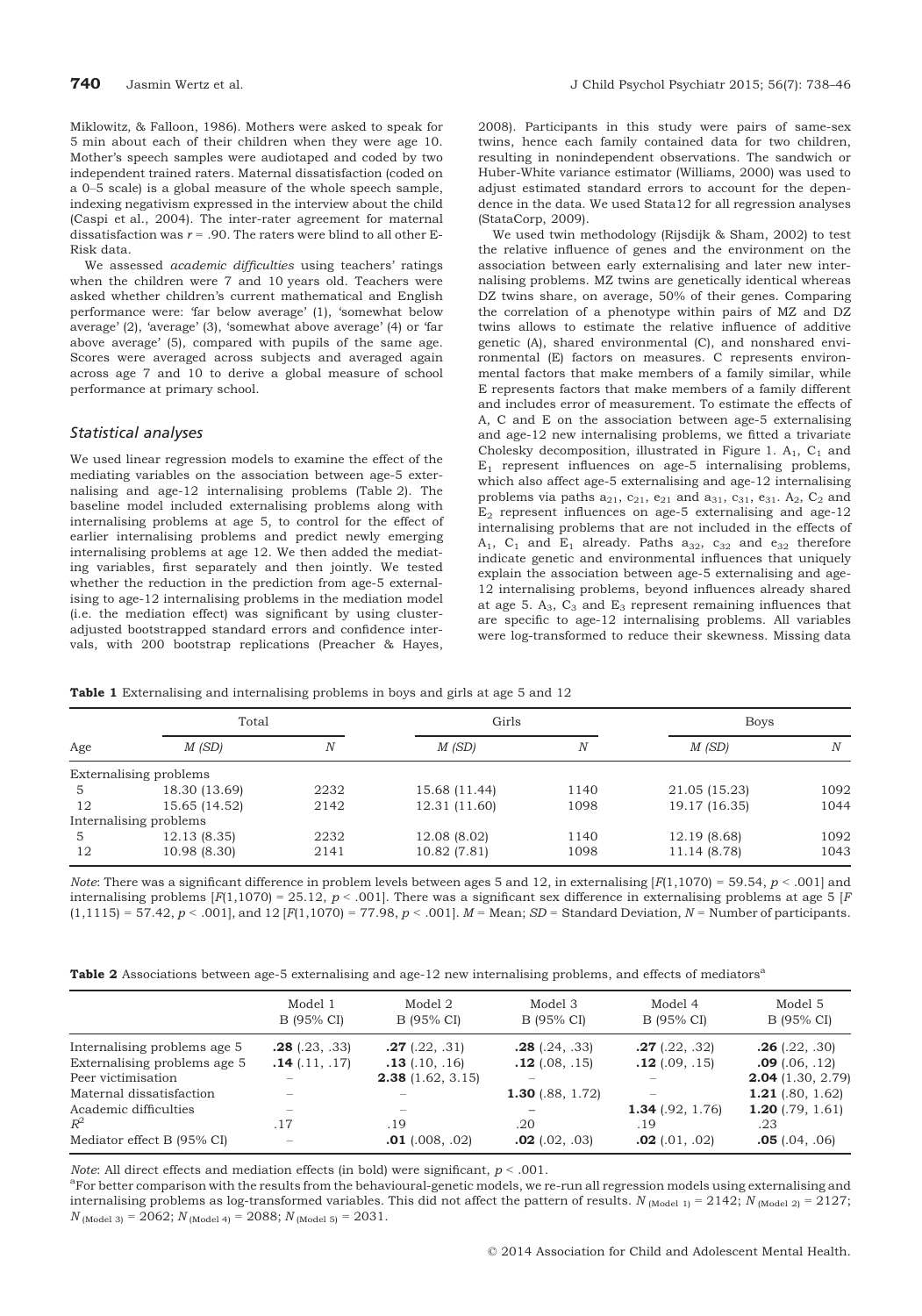Miklowitz, & Falloon, 1986). Mothers were asked to speak for 5 min about each of their children when they were age 10. Mother's speech samples were audiotaped and coded by two independent trained raters. Maternal dissatisfaction (coded on a 0–5 scale) is a global measure of the whole speech sample, indexing negativism expressed in the interview about the child (Caspi et al., 2004). The inter-rater agreement for maternal dissatisfaction was $r = .90$. The raters were blind to all other E-Risk data.

We assessed *academic difficulties* using teachers' ratings when the children were 7 and 10 years old. Teachers were asked whether children's current mathematical and English performance were: 'far below average' (1), 'somewhat below average' (2), 'average' (3), 'somewhat above average' (4) or 'far above average' (5), compared with pupils of the same age. Scores were averaged across subjects and averaged again across age 7 and 10 to derive a global measure of school performance at primary school.

### Statistical analyses

We used linear regression models to examine the effect of the mediating variables on the association between age-5 externalising and age-12 internalising problems (Table 2). The baseline model included externalising problems along with internalising problems at age 5, to control for the effect of earlier internalising problems and predict newly emerging internalising problems at age 12. We then added the mediating variables, first separately and then jointly. We tested whether the reduction in the prediction from age-5 externalising to age-12 internalising problems in the mediation model (i.e. the mediation effect) was significant by using cluster-adjusted bootstrapped standard errors and confidence intervals, with 200 bootstrap replications (Preacher & Hayes, 2008). Participants in this study were pairs of same-sex twins, hence each family contained data for two children, resulting in nonindependent observations. The sandwich or Huber-White variance estimator (Williams, 2000) was used to adjust estimated standard errors to account for the dependence in the data. We used Stata12 for all regression analyses (StataCorp, 2009).

We used twin methodology (Rijsdijk & Sham, 2002) to test the relative influence of genes and the environment on the association between early externalising and later new internalising problems. MZ twins are genetically identical whereas DZ twins share, on average, 50% of their genes. Comparing the correlation of a phenotype within pairs of MZ and DZ twins allows to estimate the relative influence of additive genetic (A), shared environmental (C), and nonshared environmental (E) factors on measures. C represents environmental factors that make members of a family similar, while E represents factors that make members of a family different and includes error of measurement. To estimate the effects of A, C and E on the association between age-5 externalising and age-12 new internalising problems, we fitted a trivariate Cholesky decomposition, illustrated in Figure 1. $A_1$, $C_1$ and $E_1$ represent influences on age-5 internalising problems, which also affect age-5 externalising and age-12 internalising problems via paths $a_{21}$, $c_{21}$, $e_{21}$ and $a_{31}$, $c_{31}$, $e_{31}$. $A_2$, $C_2$ and $E_2$ represent influences on age-5 externalising and age-12 internalising problems that are not included in the effects of $A_1$, $C_1$ and $E_1$ already. Paths $a_{32}$, $c_{32}$ and $e_{32}$ therefore indicate genetic and environmental influences that uniquely explain the association between age-5 externalising and age-12 internalising problems, beyond influences already shared at age 5. $A_3$, $C_3$ and $E_3$ represent remaining influences that are specific to age-12 internalising problems. All variables were log-transformed to reduce their skewness. Missing data

**Table 1** Externalising and internalising problems in boys and girls at age 5 and 12

| Age | Total | | Girls | | Boys | |
|---|---|---|---|---|---|---|
| | *M (SD)* | *N* | *M (SD)* | *N* | *M (SD)* | *N* |
| Externalising problems | | | | | | |
| 5 | 18.30 (13.69) | 2232 | 15.68 (11.44) | 1140 | 21.05 (15.23) | 1092 |
| 12 | 15.65 (14.52) | 2142 | 12.31 (11.60) | 1098 | 19.17 (16.35) | 1044 |
| Internalising problems | | | | | | |
| 5 | 12.13 (8.35) | 2232 | 12.08 (8.02) | 1140 | 12.19 (8.68) | 1092 |
| 12 | 10.98 (8.30) | 2141 | 10.82 (7.81) | 1098 | 11.14 (8.78) | 1043 |

*Note*: There was a significant difference in problem levels between ages 5 and 12, in externalising [$F(1,1070) = 59.54$, $p < .001$] and internalising problems [$F(1,1070) = 25.12$, $p < .001$]. There was a significant sex difference in externalising problems at age 5 [$F(1,1115) = 57.42$, $p < .001$], and 12 [$F(1,1070) = 77.98$, $p < .001$]. *M* = Mean; *SD* = Standard Deviation, *N* = Number of participants.

**Table 2** Associations between age-5 externalising and age-12 new internalising problems, and effects of mediators[a]

| | Model 1 B (95% CI) | Model 2 B (95% CI) | Model 3 B (95% CI) | Model 4 B (95% CI) | Model 5 B (95% CI) |
|---|---|---|---|---|---|
| Internalising problems age 5 | **.28** (.23, .33) | **.27** (.22, .31) | **.28** (.24, .33) | **.27** (.22, .32) | **.26** (.22, .30) |
| Externalising problems age 5 | **.14** (.11, .17) | **.13** (.10, .16) | **.12** (.08, .15) | **.12** (.09, .15) | **.09** (.06, .12) |
| Peer victimisation | – | **2.38** (1.62, 3.15) | – | – | **2.04** (1.30, 2.79) |
| Maternal dissatisfaction | – | – | **1.30** (.88, 1.72) | – | **1.21** (.80, 1.62) |
| Academic difficulties | – | – | – | **1.34** (.92, 1.76) | **1.20** (.79, 1.61) |
| $R^2$ | .17 | .19 | .20 | .19 | .23 |
| Mediator effect B (95% CI) | – | **.01** (.008, .02) | **.02** (.02, .03) | **.02** (.01, .02) | **.05** (.04, .06) |

*Note*: All direct effects and mediation effects (in bold) were significant, $p < .001$.

[a]For better comparison with the results from the behavioural-genetic models, we re-run all regression models using externalising and internalising problems as log-transformed variables. This did not affect the pattern of results. $N_{(\text{Model 1})} = 2142$; $N_{(\text{Model 2})} = 2127$; $N_{(\text{Model 3})} = 2062$; $N_{(\text{Model 4})} = 2088$; $N_{(\text{Model 5})} = 2031$.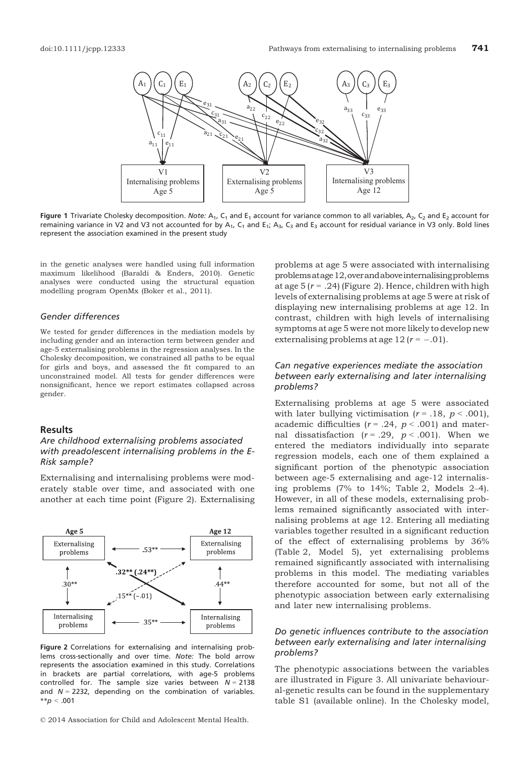**Figure 1** Trivariate Cholesky decomposition. *Note:* $A_1$, $C_1$ and $E_1$ account for variance common to all variables, $A_2$, $C_2$ and $E_2$ account for remaining variance in V2 and V3 not accounted for by $A_1$, $C_1$ and $E_1$; $A_3$, $C_3$ and $E_3$ account for residual variance in V3 only. Bold lines represent the association examined in the present study

in the genetic analyses were handled using full information maximum likelihood (Baraldi & Enders, 2010). Genetic analyses were conducted using the structural equation modelling program OpenMx (Boker et al., 2011).

### *Gender differences*

We tested for gender differences in the mediation models by including gender and an interaction term between gender and age-5 externalising problems in the regression analyses. In the Cholesky decomposition, we constrained all paths to be equal for girls and boys, and assessed the fit compared to an unconstrained model. All tests for gender differences were nonsignificant, hence we report estimates collapsed across gender.

## Results

### *Are childhood externalising problems associated with preadolescent internalising problems in the E-Risk sample?*

Externalising and internalising problems were moderately stable over time, and associated with one another at each time point (Figure 2). Externalising problems at age 5 were associated with internalising problems at age 12, over and above internalising problems at age 5 ($r = .24$) (Figure 2). Hence, children with high levels of externalising problems at age 5 were at risk of displaying new internalising problems at age 12. In contrast, children with high levels of internalising symptoms at age 5 were not more likely to develop new externalising problems at age 12 ($r = -.01$).

**Figure 2** Correlations for externalising and internalising problems cross-sectionally and over time. *Note:* The bold arrow represents the association examined in this study. Correlations in brackets are partial correlations, with age-5 problems controlled for. The sample size varies between $N = 2138$ and $N = 2232$, depending on the combination of variables. $^{**}p < .001$

### *Can negative experiences mediate the association between early externalising and later internalising problems?*

Externalising problems at age 5 were associated with later bullying victimisation ($r = .18$, $p < .001$), academic difficulties ($r = .24$, $p < .001$) and maternal dissatisfaction ($r = .29$, $p < .001$). When we entered the mediators individually into separate regression models, each one of them explained a significant portion of the phenotypic association between age-5 externalising and age-12 internalising problems (7% to 14%; Table 2, Models 2–4). However, in all of these models, externalising problems remained significantly associated with internalising problems at age 12. Entering all mediating variables together resulted in a significant reduction of the effect of externalising problems by 36% (Table 2, Model 5), yet externalising problems remained significantly associated with internalising problems in this model. The mediating variables therefore accounted for some, but not all of the phenotypic association between early externalising and later new internalising problems.

### *Do genetic influences contribute to the association between early externalising and later internalising problems?*

The phenotypic associations between the variables are illustrated in Figure 3. All univariate behavioural-genetic results can be found in the supplementary table S1 (available online). In the Cholesky model,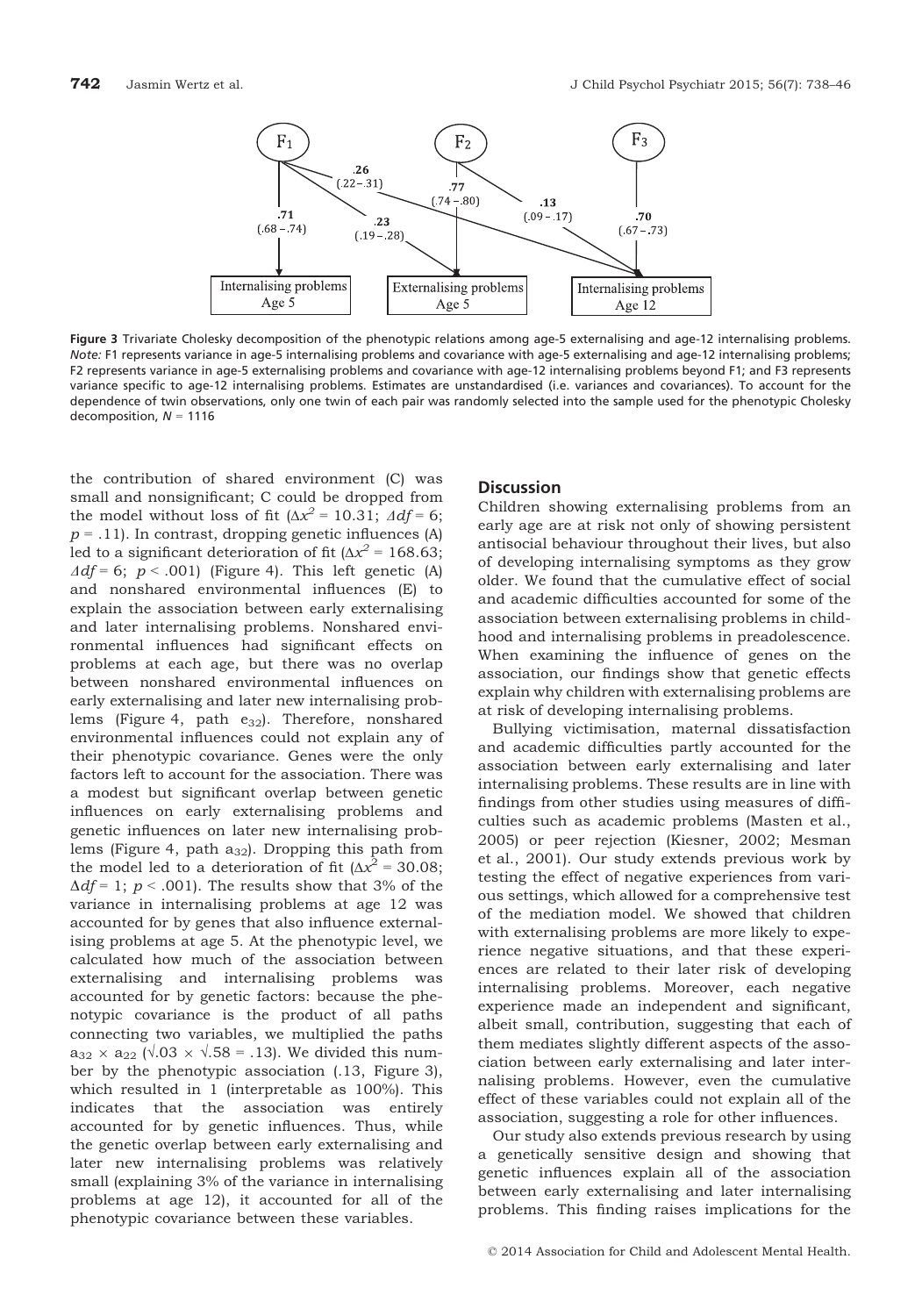Figure 3 Trivariate Cholesky decomposition of the phenotypic relations among age-5 externalising and age-12 internalising problems. *Note:* F1 represents variance in age-5 internalising problems and covariance with age-5 externalising and age-12 internalising problems; F2 represents variance in age-5 externalising problems and covariance with age-12 internalising problems beyond F1; and F3 represents variance specific to age-12 internalising problems. Estimates are unstandardised (i.e. variances and covariances). To account for the dependence of twin observations, only one twin of each pair was randomly selected into the sample used for the phenotypic Cholesky decomposition, $N = 1116$

the contribution of shared environment (C) was small and nonsignificant; C could be dropped from the model without loss of fit ($\Delta x^2 = 10.31$; $\Delta df = 6$; $p = .11$). In contrast, dropping genetic influences (A) led to a significant deterioration of fit ($\Delta x^2 = 168.63$; $\Delta df = 6$; $p < .001$) (Figure 4). This left genetic (A) and nonshared environmental influences (E) to explain the association between early externalising and later internalising problems. Nonshared environmental influences had significant effects on problems at each age, but there was no overlap between nonshared environmental influences on early externalising and later new internalising problems (Figure 4, path $e_{32}$). Therefore, nonshared environmental influences could not explain any of their phenotypic covariance. Genes were the only factors left to account for the association. There was a modest but significant overlap between genetic influences on early externalising problems and genetic influences on later new internalising problems (Figure 4, path $a_{32}$). Dropping this path from the model led to a deterioration of fit ($\Delta x^2 = 30.08$; $\Delta df = 1$; $p < .001$). The results show that 3% of the variance in internalising problems at age 12 was accounted for by genes that also influence externalising problems at age 5. At the phenotypic level, we calculated how much of the association between externalising and internalising problems was accounted for by genetic factors: because the phenotypic covariance is the product of all paths connecting two variables, we multiplied the paths $a_{32} \times a_{22}$ ($\sqrt{.03} \times \sqrt{.58} = .13$). We divided this number by the phenotypic association (.13, Figure 3), which resulted in 1 (interpretable as 100%). This indicates that the association was entirely accounted for by genetic influences. Thus, while the genetic overlap between early externalising and later new internalising problems was relatively small (explaining 3% of the variance in internalising problems at age 12), it accounted for all of the phenotypic covariance between these variables.

## Discussion

Children showing externalising problems from an early age are at risk not only of showing persistent antisocial behaviour throughout their lives, but also of developing internalising symptoms as they grow older. We found that the cumulative effect of social and academic difficulties accounted for some of the association between externalising problems in childhood and internalising problems in preadolescence. When examining the influence of genes on the association, our findings show that genetic effects explain why children with externalising problems are at risk of developing internalising problems.

Bullying victimisation, maternal dissatisfaction and academic difficulties partly accounted for the association between early externalising and later internalising problems. These results are in line with findings from other studies using measures of difficulties such as academic problems (Masten et al., 2005) or peer rejection (Kiesner, 2002; Mesman et al., 2001). Our study extends previous work by testing the effect of negative experiences from various settings, which allowed for a comprehensive test of the mediation model. We showed that children with externalising problems are more likely to experience negative situations, and that these experiences are related to their later risk of developing internalising problems. Moreover, each negative experience made an independent and significant, albeit small, contribution, suggesting that each of them mediates slightly different aspects of the association between early externalising and later internalising problems. However, even the cumulative effect of these variables could not explain all of the association, suggesting a role for other influences.

Our study also extends previous research by using a genetically sensitive design and showing that genetic influences explain all of the association between early externalising and later internalising problems. This finding raises implications for the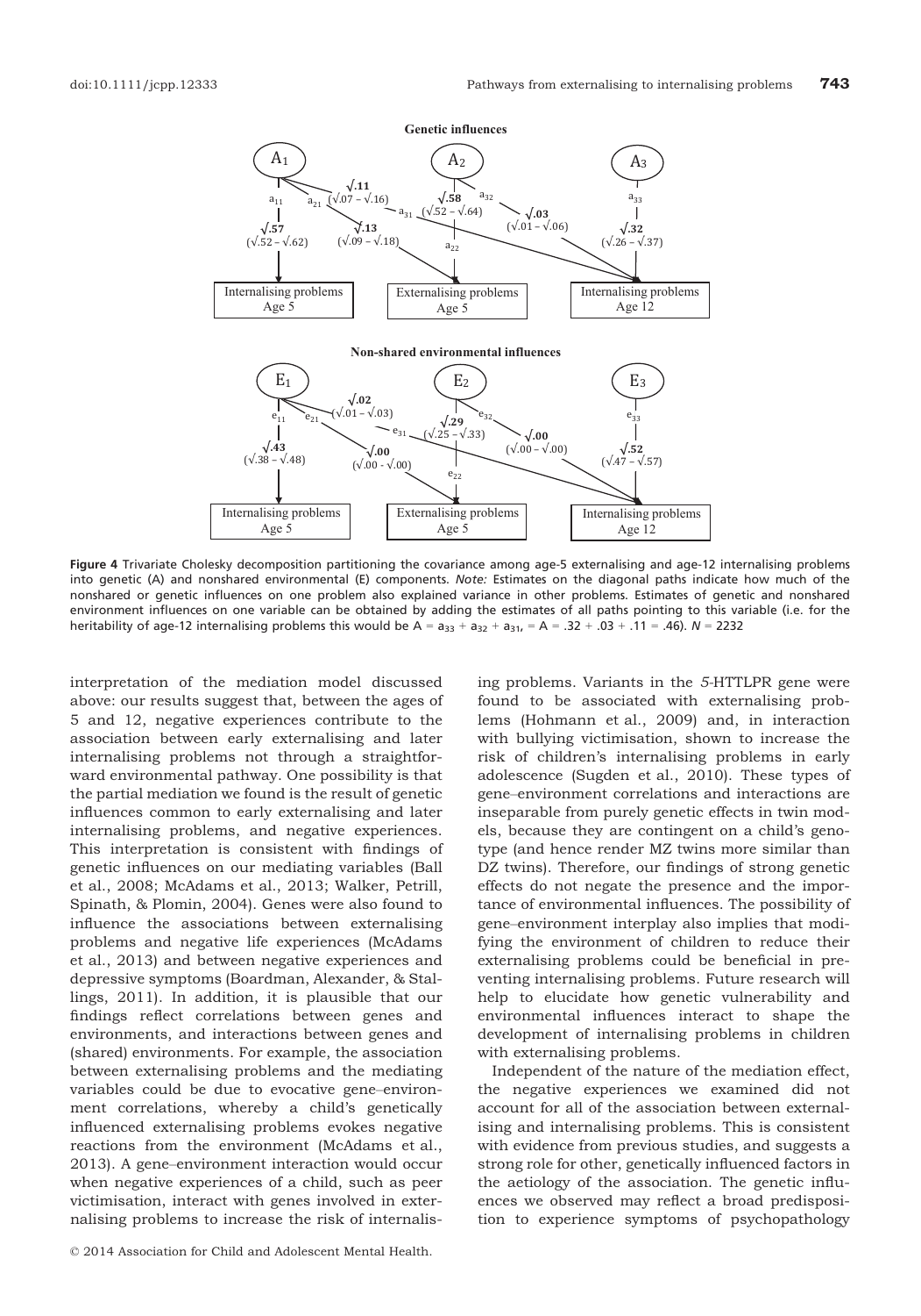**Figure 4** Trivariate Cholesky decomposition partitioning the covariance among age-5 externalising and age-12 internalising problems into genetic (A) and nonshared environmental (E) components. *Note:* Estimates on the diagonal paths indicate how much of the nonshared or genetic influences on one problem also explained variance in other problems. Estimates of genetic and nonshared environment influences on one variable can be obtained by adding the estimates of all paths pointing to this variable (i.e. for the heritability of age-12 internalising problems this would be A = $a_{33}$ + $a_{32}$ + $a_{31}$, = A = .32 + .03 + .11 = .46). *N* = 2232

interpretation of the mediation model discussed above: our results suggest that, between the ages of 5 and 12, negative experiences contribute to the association between early externalising and later internalising problems not through a straightforward environmental pathway. One possibility is that the partial mediation we found is the result of genetic influences common to early externalising and later internalising problems, and negative experiences. This interpretation is consistent with findings of genetic influences on our mediating variables (Ball et al., 2008; McAdams et al., 2013; Walker, Petrill, Spinath, & Plomin, 2004). Genes were also found to influence the associations between externalising problems and negative life experiences (McAdams et al., 2013) and between negative experiences and depressive symptoms (Boardman, Alexander, & Stallings, 2011). In addition, it is plausible that our findings reflect correlations between genes and environments, and interactions between genes and (shared) environments. For example, the association between externalising problems and the mediating variables could be due to evocative gene–environment correlations, whereby a child's genetically influenced externalising problems evokes negative reactions from the environment (McAdams et al., 2013). A gene–environment interaction would occur when negative experiences of a child, such as peer victimisation, interact with genes involved in externalising problems to increase the risk of internalising problems. Variants in the *5*-HTTLPR gene were found to be associated with externalising problems (Hohmann et al., 2009) and, in interaction with bullying victimisation, shown to increase the risk of children's internalising problems in early adolescence (Sugden et al., 2010). These types of gene–environment correlations and interactions are inseparable from purely genetic effects in twin models, because they are contingent on a child's genotype (and hence render MZ twins more similar than DZ twins). Therefore, our findings of strong genetic effects do not negate the presence and the importance of environmental influences. The possibility of gene–environment interplay also implies that modifying the environment of children to reduce their externalising problems could be beneficial in preventing internalising problems. Future research will help to elucidate how genetic vulnerability and environmental influences interact to shape the development of internalising problems in children with externalising problems.

Independent of the nature of the mediation effect, the negative experiences we examined did not account for all of the association between externalising and internalising problems. This is consistent with evidence from previous studies, and suggests a strong role for other, genetically influenced factors in the aetiology of the association. The genetic influences we observed may reflect a broad predisposition to experience symptoms of psychopathology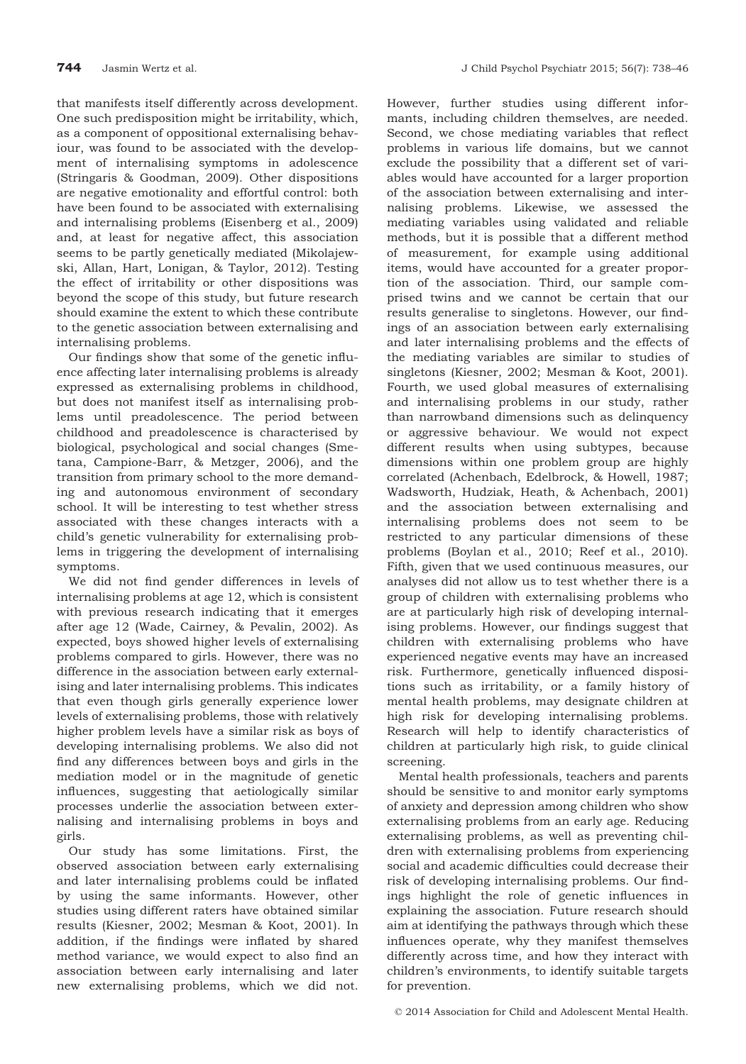that manifests itself differently across development. One such predisposition might be irritability, which, as a component of oppositional externalising behaviour, was found to be associated with the development of internalising symptoms in adolescence (Stringaris & Goodman, 2009). Other dispositions are negative emotionality and effortful control: both have been found to be associated with externalising and internalising problems (Eisenberg et al., 2009) and, at least for negative affect, this association seems to be partly genetically mediated (Mikolajewski, Allan, Hart, Lonigan, & Taylor, 2012). Testing the effect of irritability or other dispositions was beyond the scope of this study, but future research should examine the extent to which these contribute to the genetic association between externalising and internalising problems.

Our findings show that some of the genetic influence affecting later internalising problems is already expressed as externalising problems in childhood, but does not manifest itself as internalising problems until preadolescence. The period between childhood and preadolescence is characterised by biological, psychological and social changes (Smetana, Campione-Barr, & Metzger, 2006), and the transition from primary school to the more demanding and autonomous environment of secondary school. It will be interesting to test whether stress associated with these changes interacts with a child's genetic vulnerability for externalising problems in triggering the development of internalising symptoms.

We did not find gender differences in levels of internalising problems at age 12, which is consistent with previous research indicating that it emerges after age 12 (Wade, Cairney, & Pevalin, 2002). As expected, boys showed higher levels of externalising problems compared to girls. However, there was no difference in the association between early externalising and later internalising problems. This indicates that even though girls generally experience lower levels of externalising problems, those with relatively higher problem levels have a similar risk as boys of developing internalising problems. We also did not find any differences between boys and girls in the mediation model or in the magnitude of genetic influences, suggesting that aetiologically similar processes underlie the association between externalising and internalising problems in boys and girls.

Our study has some limitations. First, the observed association between early externalising and later internalising problems could be inflated by using the same informants. However, other studies using different raters have obtained similar results (Kiesner, 2002; Mesman & Koot, 2001). In addition, if the findings were inflated by shared method variance, we would expect to also find an association between early internalising and later new externalising problems, which we did not. However, further studies using different informants, including children themselves, are needed. Second, we chose mediating variables that reflect problems in various life domains, but we cannot exclude the possibility that a different set of variables would have accounted for a larger proportion of the association between externalising and internalising problems. Likewise, we assessed the mediating variables using validated and reliable methods, but it is possible that a different method of measurement, for example using additional items, would have accounted for a greater proportion of the association. Third, our sample comprised twins and we cannot be certain that our results generalise to singletons. However, our findings of an association between early externalising and later internalising problems and the effects of the mediating variables are similar to studies of singletons (Kiesner, 2002; Mesman & Koot, 2001). Fourth, we used global measures of externalising and internalising problems in our study, rather than narrowband dimensions such as delinquency or aggressive behaviour. We would not expect different results when using subtypes, because dimensions within one problem group are highly correlated (Achenbach, Edelbrock, & Howell, 1987; Wadsworth, Hudziak, Heath, & Achenbach, 2001) and the association between externalising and internalising problems does not seem to be restricted to any particular dimensions of these problems (Boylan et al., 2010; Reef et al., 2010). Fifth, given that we used continuous measures, our analyses did not allow us to test whether there is a group of children with externalising problems who are at particularly high risk of developing internalising problems. However, our findings suggest that children with externalising problems who have experienced negative events may have an increased risk. Furthermore, genetically influenced dispositions such as irritability, or a family history of mental health problems, may designate children at high risk for developing internalising problems. Research will help to identify characteristics of children at particularly high risk, to guide clinical screening.

Mental health professionals, teachers and parents should be sensitive to and monitor early symptoms of anxiety and depression among children who show externalising problems from an early age. Reducing externalising problems, as well as preventing children with externalising problems from experiencing social and academic difficulties could decrease their risk of developing internalising problems. Our findings highlight the role of genetic influences in explaining the association. Future research should aim at identifying the pathways through which these influences operate, why they manifest themselves differently across time, and how they interact with children's environments, to identify suitable targets for prevention.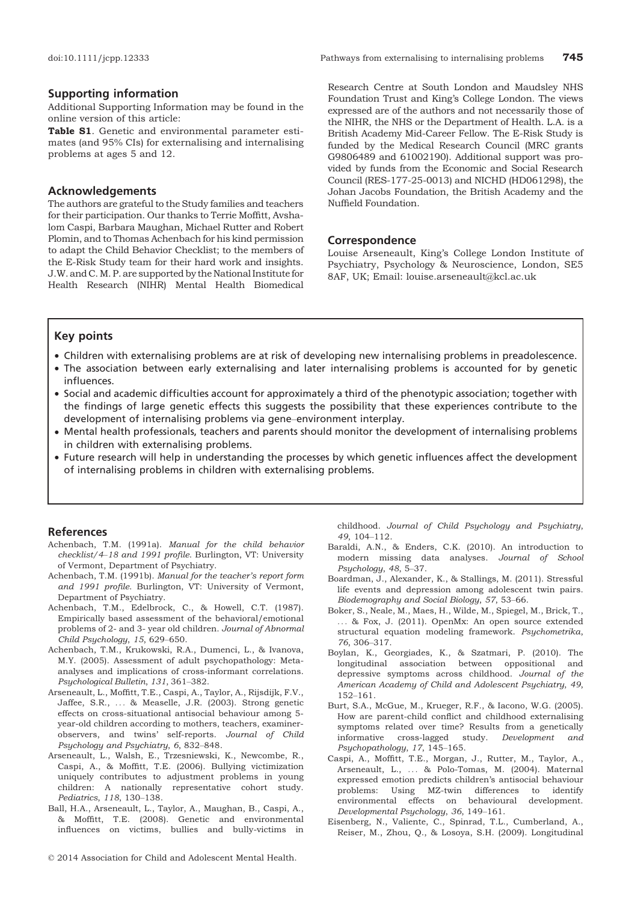## Supporting information

Additional Supporting Information may be found in the online version of this article:

**Table S1**. Genetic and environmental parameter estimates (and 95% CIs) for externalising and internalising problems at ages 5 and 12.

## Acknowledgements

The authors are grateful to the Study families and teachers for their participation. Our thanks to Terrie Moffitt, Avshalom Caspi, Barbara Maughan, Michael Rutter and Robert Plomin, and to Thomas Achenbach for his kind permission to adapt the Child Behavior Checklist; to the members of the E-Risk Study team for their hard work and insights. J.W. and C. M. P. are supported by the National Institute for Health Research (NIHR) Mental Health Biomedical Research Centre at South London and Maudsley NHS Foundation Trust and King's College London. The views expressed are of the authors and not necessarily those of the NIHR, the NHS or the Department of Health. L.A. is a British Academy Mid-Career Fellow. The E-Risk Study is funded by the Medical Research Council (MRC grants G9806489 and 61002190). Additional support was provided by funds from the Economic and Social Research Council (RES-177-25-0013) and NICHD (HD061298), the Johan Jacobs Foundation, the British Academy and the Nuffield Foundation.

## Correspondence

Louise Arseneault, King's College London Institute of Psychiatry, Psychology & Neuroscience, London, SE5 8AF, UK; Email: louise.arseneault@kcl.ac.uk

## Key points

- Children with externalising problems are at risk of developing new internalising problems in preadolescence.
- The association between early externalising and later internalising problems is accounted for by genetic influences.
- Social and academic difficulties account for approximately a third of the phenotypic association; together with the findings of large genetic effects this suggests the possibility that these experiences contribute to the development of internalising problems via gene–environment interplay.
- Mental health professionals, teachers and parents should monitor the development of internalising problems in children with externalising problems.
- Future research will help in understanding the processes by which genetic influences affect the development of internalising problems in children with externalising problems.

## References

Achenbach, T.M. (1991a). *Manual for the child behavior checklist/4–18 and 1991 profile*. Burlington, VT: University of Vermont, Department of Psychiatry.

Achenbach, T.M. (1991b). *Manual for the teacher's report form and 1991 profile*. Burlington, VT: University of Vermont, Department of Psychiatry.

Achenbach, T.M., Edelbrock, C., & Howell, C.T. (1987). Empirically based assessment of the behavioral/emotional problems of 2- and 3- year old children. *Journal of Abnormal Child Psychology*, *15*, 629–650.

Achenbach, T.M., Krukowski, R.A., Dumenci, L., & Ivanova, M.Y. (2005). Assessment of adult psychopathology: Meta-analyses and implications of cross-informant correlations. *Psychological Bulletin*, *131*, 361–382.

Arseneault, L., Moffitt, T.E., Caspi, A., Taylor, A., Rijsdijk, F.V., Jaffee, S.R., ... & Measelle, J.R. (2003). Strong genetic effects on cross-situational antisocial behaviour among 5-year-old children according to mothers, teachers, examiner-observers, and twins' self-reports. *Journal of Child Psychology and Psychiatry*, *6*, 832–848.

Arseneault, L., Walsh, E., Trzesniewski, K., Newcombe, R., Caspi, A., & Moffitt, T.E. (2006). Bullying victimization uniquely contributes to adjustment problems in young children: A nationally representative cohort study. *Pediatrics*, *118*, 130–138.

Ball, H.A., Arseneault, L., Taylor, A., Maughan, B., Caspi, A., & Moffitt, T.E. (2008). Genetic and environmental influences on victims, bullies and bully-victims in childhood. *Journal of Child Psychology and Psychiatry*, *49*, 104–112.

Baraldi, A.N., & Enders, C.K. (2010). An introduction to modern missing data analyses. *Journal of School Psychology*, *48*, 5–37.

Boardman, J., Alexander, K., & Stallings, M. (2011). Stressful life events and depression among adolescent twin pairs. *Biodemography and Social Biology*, *57*, 53–66.

Boker, S., Neale, M., Maes, H., Wilde, M., Spiegel, M., Brick, T., ... & Fox, J. (2011). OpenMx: An open source extended structural equation modeling framework. *Psychometrika*, *76*, 306–317.

Boylan, K., Georgiades, K., & Szatmari, P. (2010). The longitudinal association between oppositional and depressive symptoms across childhood. *Journal of the American Academy of Child and Adolescent Psychiatry*, *49*, 152–161.

Burt, S.A., McGue, M., Krueger, R.F., & Iacono, W.G. (2005). How are parent-child conflict and childhood externalising symptoms related over time? Results from a genetically informative cross-lagged study. *Development and Psychopathology*, *17*, 145–165.

Caspi, A., Moffitt, T.E., Morgan, J., Rutter, M., Taylor, A., Arseneault, L., ... & Polo-Tomas, M. (2004). Maternal expressed emotion predicts children's antisocial behaviour problems: Using MZ-twin differences to identify environmental effects on behavioural development. *Developmental Psychology*, *36*, 149–161.

Eisenberg, N., Valiente, C., Spinrad, T.L., Cumberland, A., Reiser, M., Zhou, Q., & Losoya, S.H. (2009). Longitudinal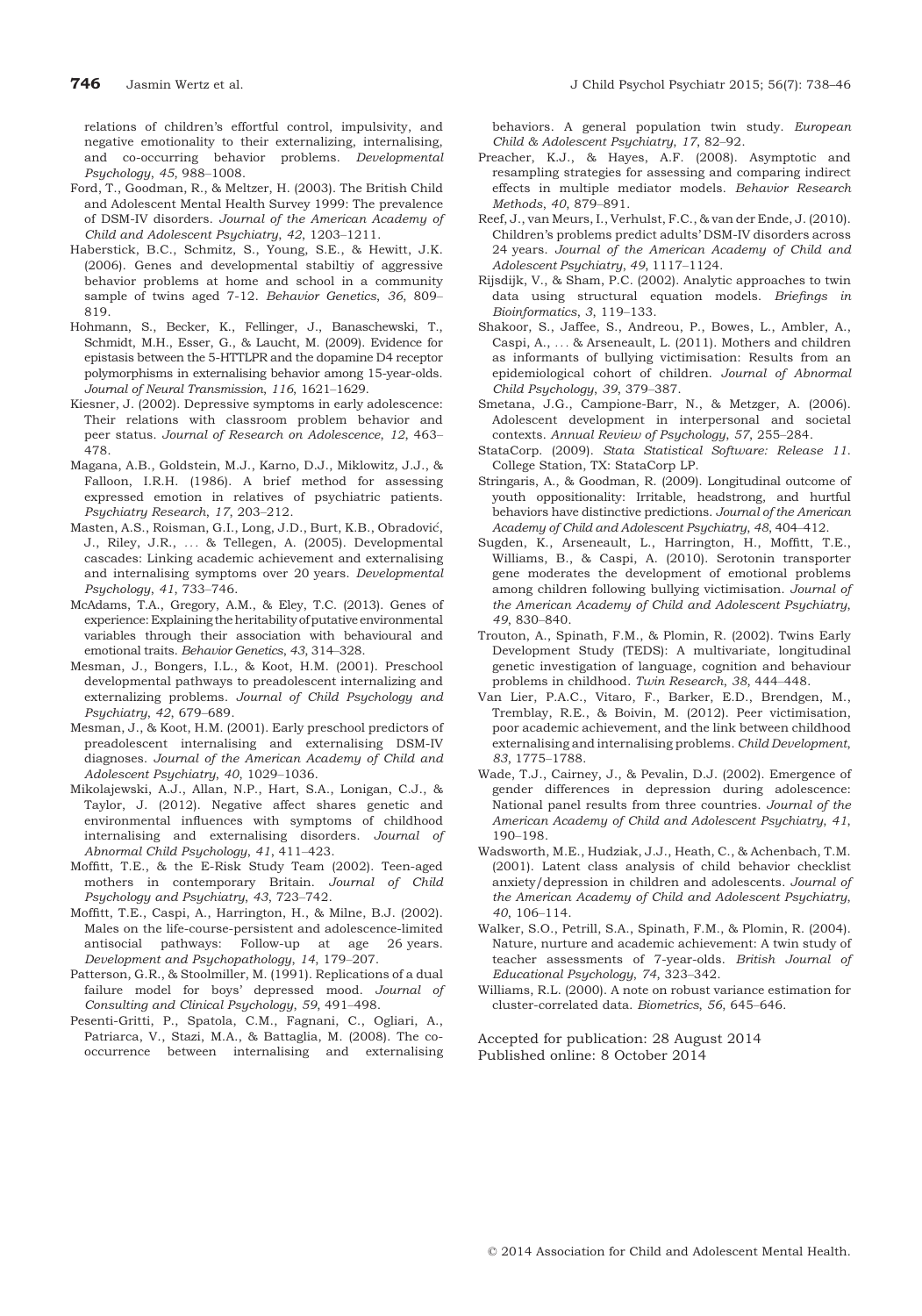relations of children's effortful control, impulsivity, and negative emotionality to their externalizing, internalising, and co-occurring behavior problems. *Developmental Psychology*, *45*, 988–1008.

Ford, T., Goodman, R., & Meltzer, H. (2003). The British Child and Adolescent Mental Health Survey 1999: The prevalence of DSM-IV disorders. *Journal of the American Academy of Child and Adolescent Psychiatry*, *42*, 1203–1211.

Haberstick, B.C., Schmitz, S., Young, S.E., & Hewitt, J.K. (2006). Genes and developmental stabiltiy of aggressive behavior problems at home and school in a community sample of twins aged 7-12. *Behavior Genetics*, *36*, 809–819.

Hohmann, S., Becker, K., Fellinger, J., Banaschewski, T., Schmidt, M.H., Esser, G., & Laucht, M. (2009). Evidence for epistasis between the 5-HTTLPR and the dopamine D4 receptor polymorphisms in externalizing behavior among 15-year-olds. *Journal of Neural Transmission*, *116*, 1621–1629.

Kiesner, J. (2002). Depressive symptoms in early adolescence: Their relations with classroom problem behavior and peer status. *Journal of Research on Adolescence*, *12*, 463–478.

Magana, A.B., Goldstein, M.J., Karno, D.J., Miklowitz, J.J., & Falloon, I.R.H. (1986). A brief method for assessing expressed emotion in relatives of psychiatric patients. *Psychiatry Research*, *17*, 203–212.

Masten, A.S., Roisman, G.I., Long, J.D., Burt, K.B., Obradović, J., Riley, J.R., … & Tellegen, A. (2005). Developmental cascades: Linking academic achievement and externalising and internalising symptoms over 20 years. *Developmental Psychology*, *41*, 733–746.

McAdams, T.A., Gregory, A.M., & Eley, T.C. (2013). Genes of experience: Explaining the heritability of putative environmental variables through their association with behavioural and emotional traits. *Behavior Genetics*, *43*, 314–328.

Mesman, J., Bongers, I.L., & Koot, H.M. (2001). Preschool developmental pathways to preadolescent internalizing and externalizing problems. *Journal of Child Psychology and Psychiatry*, *42*, 679–689.

Mesman, J., & Koot, H.M. (2001). Early preschool predictors of preadolescent internalising and externalising DSM-IV diagnoses. *Journal of the American Academy of Child and Adolescent Psychiatry*, *40*, 1029–1036.

Mikolajewski, A.J., Allan, N.P., Hart, S.A., Lonigan, C.J., & Taylor, J. (2012). Negative affect shares genetic and environmental influences with symptoms of childhood internalising and externalising disorders. *Journal of Abnormal Child Psychology*, *41*, 411–423.

Moffitt, T.E., & the E-Risk Study Team (2002). Teen-aged mothers in contemporary Britain. *Journal of Child Psychology and Psychiatry*, *43*, 723–742.

Moffitt, T.E., Caspi, A., Harrington, H., & Milne, B.J. (2002). Males on the life-course-persistent and adolescence-limited antisocial pathways: Follow-up at age 26 years. *Development and Psychopathology*, *14*, 179–207.

Patterson, G.R., & Stoolmiller, M. (1991). Replications of a dual failure model for boys' depressed mood. *Journal of Consulting and Clinical Psychology*, *59*, 491–498.

Pesenti-Gritti, P., Spatola, C.M., Fagnani, C., Ogliari, A., Patriarca, V., Stazi, M.A., & Battaglia, M. (2008). The co-occurrence between internalising and externalising behaviors. A general population twin study. *European Child & Adolescent Psychiatry*, *17*, 82–92.

Preacher, K.J., & Hayes, A.F. (2008). Asymptotic and resampling strategies for assessing and comparing indirect effects in multiple mediator models. *Behavior Research Methods*, *40*, 879–891.

Reef, J., van Meurs, I., Verhulst, F.C., & van der Ende, J. (2010). Children's problems predict adults' DSM-IV disorders across 24 years. *Journal of the American Academy of Child and Adolescent Psychiatry*, *49*, 1117–1124.

Rijsdijk, V., & Sham, P.C. (2002). Analytic approaches to twin data using structural equation models. *Briefings in Bioinformatics*, *3*, 119–133.

Shakoor, S., Jaffee, S., Andreou, P., Bowes, L., Ambler, A., Caspi, A., … & Arseneault, L. (2011). Mothers and children as informants of bullying victimisation: Results from an epidemiological cohort of children. *Journal of Abnormal Child Psychology*, *39*, 379–387.

Smetana, J.G., Campione-Barr, N., & Metzger, A. (2006). Adolescent development in interpersonal and societal contexts. *Annual Review of Psychology*, *57*, 255–284.

StataCorp. (2009). *Stata Statistical Software: Release 11*. College Station, TX: StataCorp LP.

Stringaris, A., & Goodman, R. (2009). Longitudinal outcome of youth oppositionality: Irritable, headstrong, and hurtful behaviors have distinctive predictions. *Journal of the American Academy of Child and Adolescent Psychiatry*, *48*, 404–412.

Sugden, K., Arseneault, L., Harrington, H., Moffitt, T.E., Williams, B., & Caspi, A. (2010). Serotonin transporter gene moderates the development of emotional problems among children following bullying victimisation. *Journal of the American Academy of Child and Adolescent Psychiatry*, *49*, 830–840.

Trouton, A., Spinath, F.M., & Plomin, R. (2002). Twins Early Development Study (TEDS): A multivariate, longitudinal genetic investigation of language, cognition and behaviour problems in childhood. *Twin Research*, *38*, 444–448.

Van Lier, P.A.C., Vitaro, F., Barker, E.D., Brendgen, M., Tremblay, R.E., & Boivin, M. (2012). Peer victimisation, poor academic achievement, and the link between childhood externalising and internalising problems. *Child Development*, *83*, 1775–1788.

Wade, T.J., Cairney, J., & Pevalin, D.J. (2002). Emergence of gender differences in depression during adolescence: National panel results from three countries. *Journal of the American Academy of Child and Adolescent Psychiatry*, *41*, 190–198.

Wadsworth, M.E., Hudziak, J.J., Heath, C., & Achenbach, T.M. (2001). Latent class analysis of child behavior checklist anxiety/depression in children and adolescents. *Journal of the American Academy of Child and Adolescent Psychiatry*, *40*, 106–114.

Walker, S.O., Petrill, S.A., Spinath, F.M., & Plomin, R. (2004). Nature, nurture and academic achievement: A twin study of teacher assessments of 7-year-olds. *British Journal of Educational Psychology*, *74*, 323–342.

Williams, R.L. (2000). A note on robust variance estimation for cluster-correlated data. *Biometrics*, *56*, 645–646.

Accepted for publication: 28 August 2014
Published online: 8 October 2014